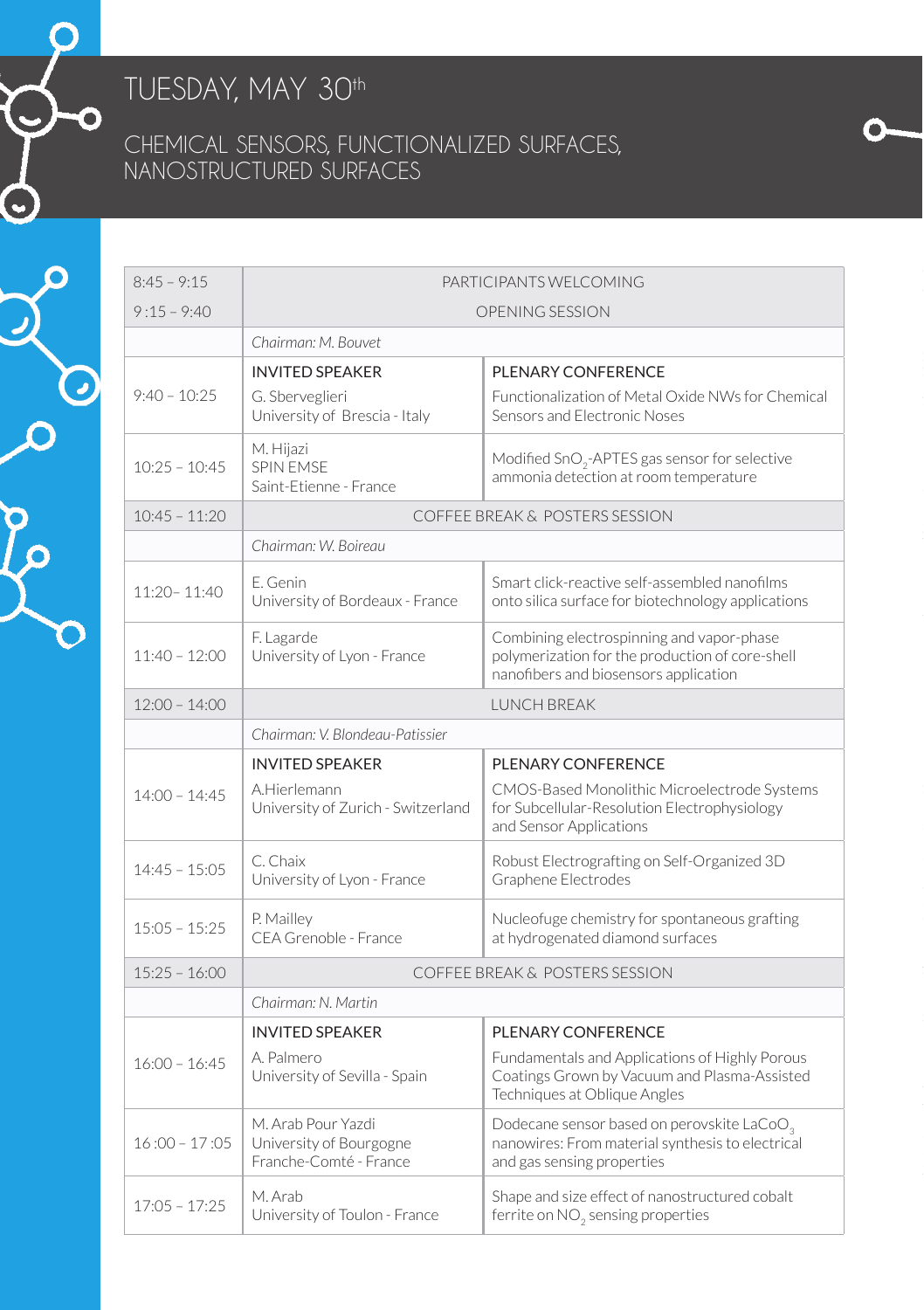# TUESDAY, MAY 30th

## CHEMICAL SENSORS, FUNCTIONALIZED SURFACES, NANOSTRUCTURED SURFACES

| Time | Speaker | Title |
|---|---|---|
| 8:45 – 9:15 | PARTICIPANTS WELCOMING | |
| 9 :15 – 9:40 | OPENING SESSION | |
| | *Chairman: M. Bouvet* | |
| 9:40 – 10:25 | INVITED SPEAKER<br>G. Sberveglieri<br>University of Brescia - Italy | PLENARY CONFERENCE<br>Functionalization of Metal Oxide NWs for Chemical Sensors and Electronic Noses |
| 10:25 – 10:45 | M. Hijazi<br>SPIN EMSE<br>Saint-Etienne - France | Modified $SnO_2$-APTES gas sensor for selective ammonia detection at room temperature |
| 10:45 – 11:20 | COFFEE BREAK & POSTERS SESSION | |
| | *Chairman: W. Boireau* | |
| 11:20– 11:40 | E. Genin<br>University of Bordeaux - France | Smart click-reactive self-assembled nanofilms onto silica surface for biotechnology applications |
| 11:40 – 12:00 | F. Lagarde<br>University of Lyon - France | Combining electrospinning and vapor-phase polymerization for the production of core-shell nanofibers and biosensors application |
| 12:00 – 14:00 | LUNCH BREAK | |
| | *Chairman: V. Blondeau-Patissier* | |
| 14:00 – 14:45 | INVITED SPEAKER<br>A.Hierlemann<br>University of Zurich - Switzerland | PLENARY CONFERENCE<br>CMOS-Based Monolithic Microelectrode Systems for Subcellular-Resolution Electrophysiology and Sensor Applications |
| 14:45 – 15:05 | C. Chaix<br>University of Lyon - France | Robust Electrografting on Self-Organized 3D Graphene Electrodes |
| 15:05 – 15:25 | P. Mailley<br>CEA Grenoble - France | Nucleofuge chemistry for spontaneous grafting at hydrogenated diamond surfaces |
| 15:25 – 16:00 | COFFEE BREAK & POSTERS SESSION | |
| | *Chairman: N. Martin* | |
| 16:00 – 16:45 | INVITED SPEAKER<br>A. Palmero<br>University of Sevilla - Spain | PLENARY CONFERENCE<br>Fundamentals and Applications of Highly Porous Coatings Grown by Vacuum and Plasma-Assisted Techniques at Oblique Angles |
| 16 :00 – 17 :05 | M. Arab Pour Yazdi<br>University of Bourgogne Franche-Comté - France | Dodecane sensor based on perovskite $LaCoO_3$ nanowires: From material synthesis to electrical and gas sensing properties |
| 17:05 – 17:25 | M. Arab<br>University of Toulon - France | Shape and size effect of nanostructured cobalt ferrite on $NO_2$ sensing properties |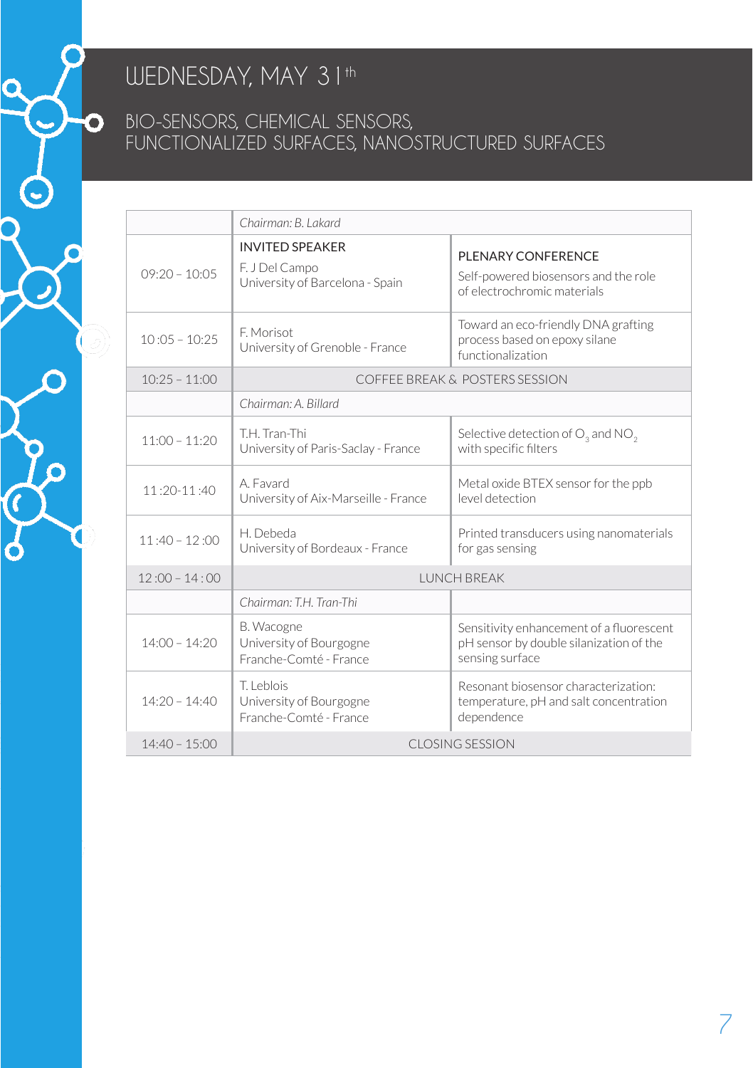# WEDNESDAY, MAY 31th

## BIO-SENSORS, CHEMICAL SENSORS, FUNCTIONALIZED SURFACES, NANOSTRUCTURED SURFACES

| | | |
|---|---|---|
| | *Chairman: B. Lakard* | |
| 09:20 – 10:05 | INVITED SPEAKER<br>F. J Del Campo<br>University of Barcelona - Spain | PLENARY CONFERENCE<br>Self-powered biosensors and the role of electrochromic materials |
| 10 :05 – 10:25 | F. Morisot<br>University of Grenoble - France | Toward an eco-friendly DNA grafting process based on epoxy silane functionalization |
| 10:25 – 11:00 | COFFEE BREAK & POSTERS SESSION | |
| | *Chairman: A. Billard* | |
| 11:00 – 11:20 | T.H. Tran-Thi<br>University of Paris-Saclay - France | Selective detection of $O_3$ and $NO_2$ with specific filters |
| 11 :20-11 :40 | A. Favard<br>University of Aix-Marseille - France | Metal oxide BTEX sensor for the ppb level detection |
| 11 :40 – 12 :00 | H. Debeda<br>University of Bordeaux - France | Printed transducers using nanomaterials for gas sensing |
| 12 :00 – 14 : 00 | LUNCH BREAK | |
| | *Chairman: T.H. Tran-Thi* | |
| 14:00 – 14:20 | B. Wacogne<br>University of Bourgogne Franche-Comté - France | Sensitivity enhancement of a fluorescent pH sensor by double silanization of the sensing surface |
| 14:20 – 14:40 | T. Leblois<br>University of Bourgogne Franche-Comté - France | Resonant biosensor characterization: temperature, pH and salt concentration dependence |
| 14:40 – 15:00 | CLOSING SESSION | |